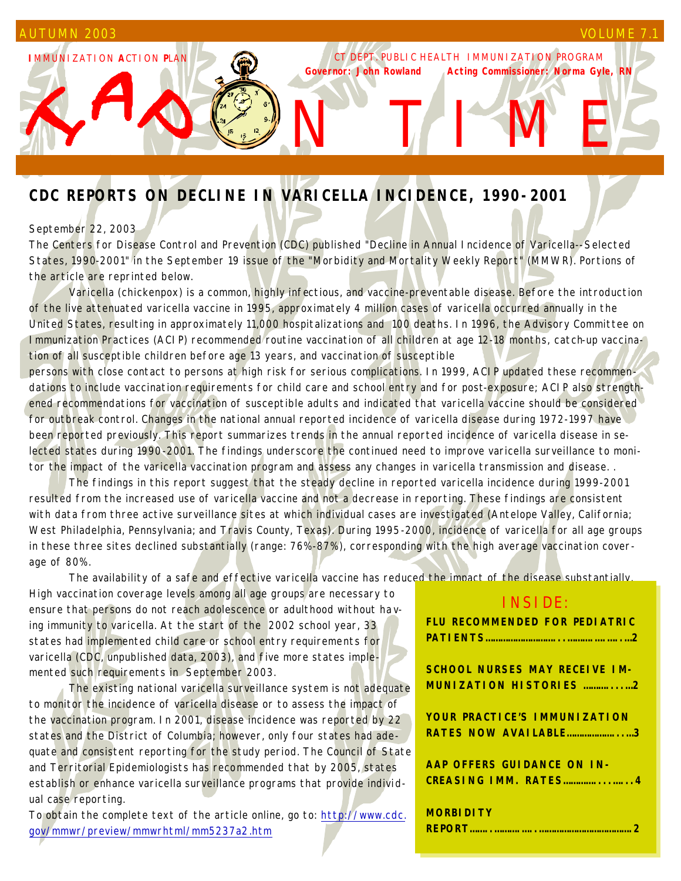IMMUNIZATION ACTION PLAN

CT DEPT. PUBLIC HEALTH IMMUNIZATION PROGRAM

**Governor: John Rowland** **Acting Commissioner: Norma Gyle, RN**

# IAP ON TIME

## CDC REPORTS ON DECLINE IN VARICELLA INCIDENCE, 1990-2001

September 22, 2003

The Centers for Disease Control and Prevention (CDC) published "Decline in Annual Incidence of Varicella--Selected States, 1990-2001" in the September 19 issue of the "Morbidity and Mortality Weekly Report" (MMWR). Portions of the article are reprinted below.

Varicella (chickenpox) is a common, highly infectious, and vaccine-preventable disease. Before the introduction of the live attenuated varicella vaccine in 1995, approximately 4 million cases of varicella occurred annually in the United States, resulting in approximately 11,000 hospitalizations and 100 deaths. In 1996, the Advisory Committee on Immunization Practices (ACIP) recommended routine vaccination of all children at age 12-18 months, catch-up vaccination of all susceptible children before age 13 years, and vaccination of susceptible persons with close contact to persons at high risk for serious complications. In 1999, ACIP updated these recommendations to include vaccination requirements for child care and school entry and for post-exposure; ACIP also strengthened recommendations for vaccination of susceptible adults and indicated that varicella vaccine should be considered for outbreak control. Changes in the national annual reported incidence of varicella disease during 1972-1997 have been reported previously. This report summarizes trends in the annual reported incidence of varicella disease in selected states during 1990-2001. The findings underscore the continued need to improve varicella surveillance to monitor the impact of the varicella vaccination program and assess any changes in varicella transmission and disease. .

The findings in this report suggest that the steady decline in reported varicella incidence during 1999-2001 resulted from the increased use of varicella vaccine and not a decrease in reporting. These findings are consistent with data from three active surveillance sites at which individual cases are investigated (Antelope Valley, California; West Philadelphia, Pennsylvania; and Travis County, Texas). During 1995-2000, incidence of varicella for all age groups in these three sites declined substantially (range: 76%-87%), corresponding with the high average vaccination coverage of 80%.

The availability of a safe and effective varicella vaccine has reduced the impact of the disease substantially. High vaccination coverage levels among all age groups are necessary to ensure that persons do not reach adolescence or adulthood without having immunity to varicella. At the start of the 2002 school year, 33 states had implemented child care or school entry requirements for varicella (CDC, unpublished data, 2003), and five more states implemented such requirements in September 2003.

The existing national varicella surveillance system is not adequate to monitor the incidence of varicella disease or to assess the impact of the vaccination program. In 2001, disease incidence was reported by 22 states and the District of Columbia; however, only four states had adequate and consistent reporting for the study period. The Council of State and Territorial Epidemiologists has recommended that by 2005, states establish or enhance varicella surveillance programs that provide individual case reporting.

To obtain the complete text of the article online, go to: http://www.cdc.gov/mmwr/preview/mmwrhtml/mm5237a2.htm

### INSIDE:

**FLU RECOMMENDED FOR PEDIATRIC PATIENTS....................................2**

**SCHOOL NURSES MAY RECEIVE IMMUNIZATION HISTORIES ................2**

**YOUR PRACTICE'S IMMUNIZATION RATES NOW AVAILABLE......................3**

**AAP OFFERS GUIDANCE ON INCREASING IMM. RATES.....................4**

**MORBIDITY REPORT...........................................................2**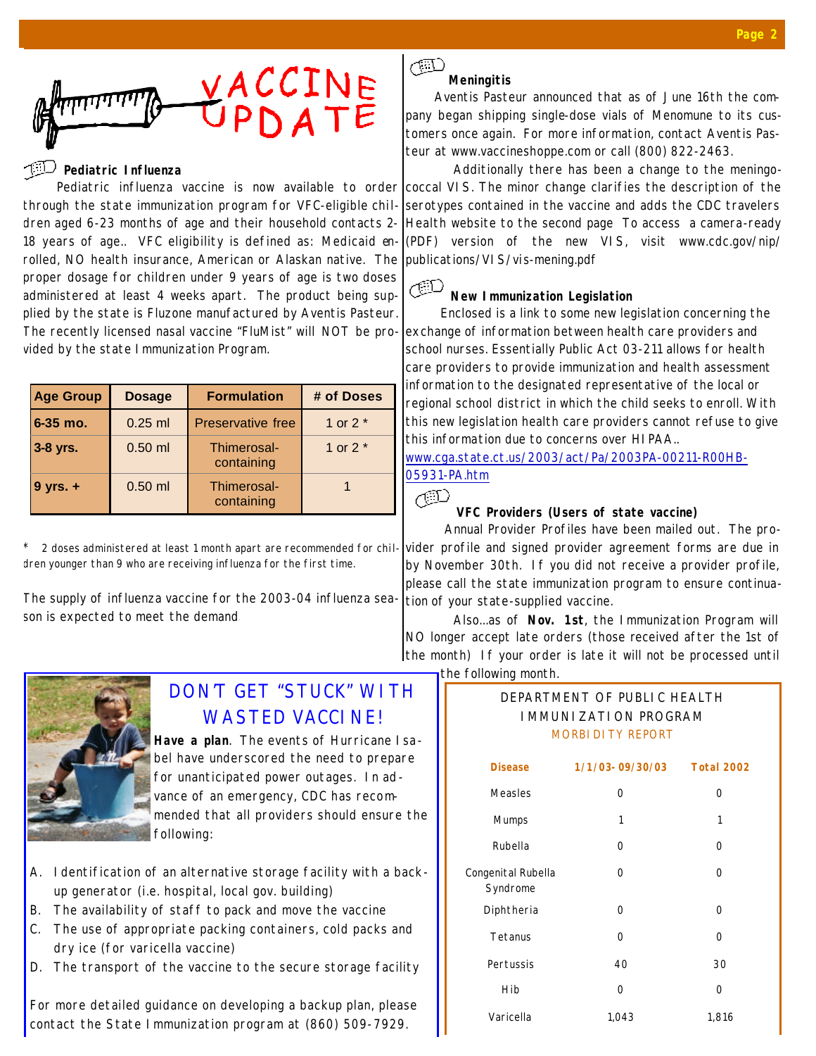# VACCINE UPDATE

### Pediatric Influenza

Pediatric influenza vaccine is now available to order through the state immunization program for VFC-eligible children aged 6-23 months of age and their household contacts 2-18 years of age.. VFC eligibility is defined as: Medicaid enrolled, NO health insurance, American or Alaskan native. The proper dosage for children under 9 years of age is two doses administered at least 4 weeks apart. The product being supplied by the state is Fluzone manufactured by Aventis Pasteur. The recently licensed nasal vaccine "FluMist" will NOT be provided by the state Immunization Program.

| Age Group | Dosage | Formulation | # of Doses |
|---|---|---|---|
| 6-35 mo. | 0.25 ml | Preservative free | 1 or 2 * |
| 3-8 yrs. | 0.50 ml | Thimerosal-containing | 1 or 2 * |
| 9 yrs. + | 0.50 ml | Thimerosal-containing | 1 |

\* 2 doses administered at least 1 month apart are recommended for children younger than 9 who are receiving influenza for the first time.

The supply of influenza vaccine for the 2003-04 influenza season is expected to meet the demand

### Meningitis

Aventis Pasteur announced that as of June 16th the company began shipping single-dose vials of Menomune to its customers once again. For more information, contact Aventis Pasteur at www.vaccineshoppe.com or call (800) 822-2463.

Additionally there has been a change to the meningococcal VIS. The minor change clarifies the description of the serotypes contained in the vaccine and adds the CDC travelers Health website to the second page To access a camera-ready (PDF) version of the new VIS, visit www.cdc.gov/nip/publications/VIS/vis-mening.pdf

### New Immunization Legislation

Enclosed is a link to some new legislation concerning the exchange of information between health care providers and school nurses. Essentially Public Act 03-211 allows for health care providers to provide immunization and health assessment information to the designated representative of the local or regional school district in which the child seeks to enroll. With this new legislation health care providers cannot refuse to give this information due to concerns over HIPAA..
www.cga.state.ct.us/2003/act/Pa/2003PA-00211-R00HB-05931-PA.htm

### VFC Providers (Users of state vaccine)

Annual Provider Profiles have been mailed out. The provider profile and signed provider agreement forms are due in by November 30th. If you did not receive a provider profile, please call the state immunization program to ensure continuation of your state-supplied vaccine.

Also…as of **Nov. 1st**, the Immunization Program will NO longer accept late orders (those received after the 1st of the month) If your order is late it will not be processed until the following month.

## DON'T GET "STUCK" WITH WASTED VACCINE!

**Have a plan**. The events of Hurricane Isabel have underscored the need to prepare for unanticipated power outages. In advance of an emergency, CDC has recommended that all providers should ensure the following:

A. Identification of an alternative storage facility with a back-up generator (i.e. hospital, local gov. building)
B. The availability of staff to pack and move the vaccine
C. The use of appropriate packing containers, cold packs and dry ice (for varicella vaccine)
D. The transport of the vaccine to the secure storage facility

For more detailed guidance on developing a backup plan, please contact the State Immunization program at (860) 509-7929.

### DEPARTMENT OF PUBLIC HEALTH IMMUNIZATION PROGRAM
MORBIDITY REPORT

| Disease | 1/1/03-09/30/03 | Total 2002 |
|---|---|---|
| Measles | 0 | 0 |
| Mumps | 1 | 1 |
| Rubella | 0 | 0 |
| Congenital Rubella Syndrome | 0 | 0 |
| Diphtheria | 0 | 0 |
| Tetanus | 0 | 0 |
| Pertussis | 40 | 30 |
| Hib | 0 | 0 |
| Varicella | 1,043 | 1,816 |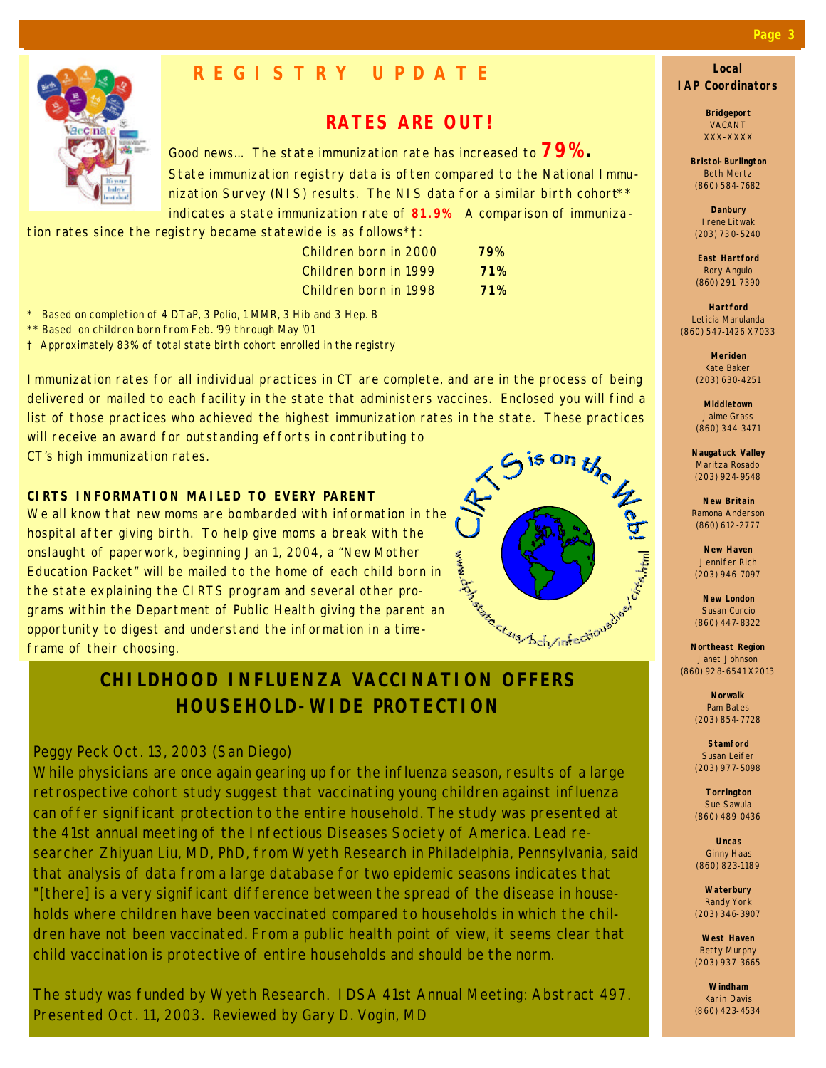# REGISTRY UPDATE

## RATES ARE OUT!

Good news… The state immunization rate has increased to **79%.** State immunization registry data is often compared to the National Immunization Survey (NIS) results. The NIS data for a similar birth cohort** indicates a state immunization rate of **81.9%** A comparison of immunization rates since the registry became statewide is as follows*†:

| | |
|---|---|
| Children born in 2000 | **79%** |
| Children born in 1999 | **71%** |
| Children born in 1998 | **71%** |

\* Based on completion of 4 DTaP, 3 Polio, 1 MMR, 3 Hib and 3 Hep. B

** Based on children born from Feb. '99 through May '01

† Approximately 83% of total state birth cohort enrolled in the registry

Immunization rates for all individual practices in CT are complete, and are in the process of being delivered or mailed to each facility in the state that administers vaccines. Enclosed you will find a list of those practices who achieved the highest immunization rates in the state. These practices will receive an award for outstanding efforts in contributing to CT's high immunization rates.

### CIRTS INFORMATION MAILED TO EVERY PARENT

We all know that new moms are bombarded with information in the hospital after giving birth. To help give moms a break with the onslaught of paperwork, beginning Jan 1, 2004, a "New Mother Education Packet" will be mailed to the home of each child born in the state explaining the CIRTS program and several other programs within the Department of Public Health giving the parent an opportunity to digest and understand the information in a time-frame of their choosing.

CIRTS is on the Web! www.dph.state.ct.us/bch/infectiousdise/cirts.html

## CHILDHOOD INFLUENZA VACCINATION OFFERS HOUSEHOLD-WIDE PROTECTION

Peggy Peck Oct. 13, 2003 (San Diego)

While physicians are once again gearing up for the influenza season, results of a large retrospective cohort study suggest that vaccinating young children against influenza can offer significant protection to the entire household. The study was presented at the 41st annual meeting of the Infectious Diseases Society of America. Lead researcher Zhiyuan Liu, MD, PhD, from Wyeth Research in Philadelphia, Pennsylvania, said that analysis of data from a large database for two epidemic seasons indicates that "[there] is a very significant difference between the spread of the disease in households where children have been vaccinated compared to households in which the children have not been vaccinated. From a public health point of view, it seems clear that child vaccination is protective of entire households and should be the norm.

The study was funded by Wyeth Research. IDSA 41st Annual Meeting: Abstract 497. Presented Oct. 11, 2003. Reviewed by Gary D. Vogin, MD

---

### Local IAP Coordinators

**Bridgeport**
VACANT
XXX-XXXX

**Bristol-Burlington**
Beth Mertz
(860) 584-7682

**Danbury**
Irene Litwak
(203) 730-5240

**East Hartford**
Rory Angulo
(860) 291-7390

**Hartford**
Leticia Marulanda
(860) 547-1426 X7033

**Meriden**
Kate Baker
(203) 630-4251

**Middletown**
Jaime Grass
(860) 344-3471

**Naugatuck Valley**
Maritza Rosado
(203) 924-9548

**New Britain**
Ramona Anderson
(860) 612-2777

**New Haven**
Jennifer Rich
(203) 946-7097

**New London**
Susan Curcio
(860) 447-8322

**Northeast Region**
Janet Johnson
(860) 928-6541 X2013

**Norwalk**
Pam Bates
(203) 854-7728

**Stamford**
Susan Leifer
(203) 977-5098

**Torrington**
Sue Sawula
(860) 489-0436

**Uncas**
Ginny Haas
(860) 823-1189

**Waterbury**
Randy York
(203) 346-3907

**West Haven**
Betty Murphy
(203) 937-3665

**Windham**
Karin Davis
(860) 423-4534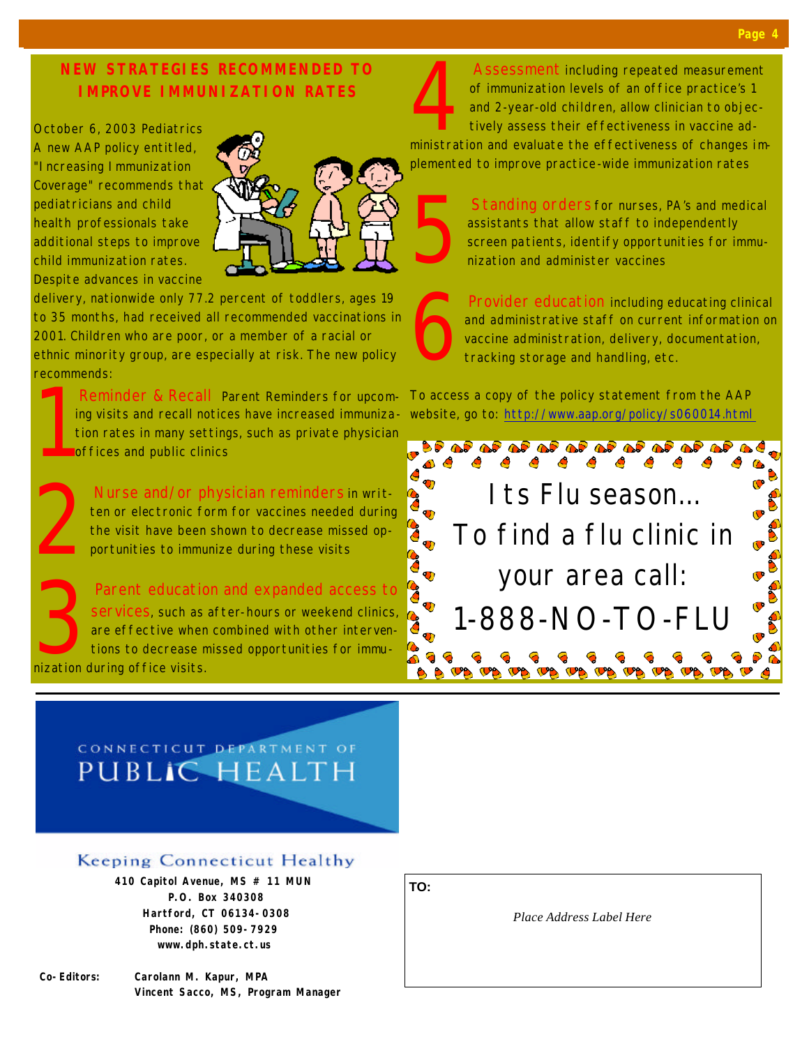## NEW STRATEGIES RECOMMENDED TO IMPROVE IMMUNIZATION RATES

October 6, 2003 Pediatrics
A new AAP policy entitled, "Increasing Immunization Coverage" recommends that pediatricians and child health professionals take additional steps to improve child immunization rates. Despite advances in vaccine delivery, nationwide only 77.2 percent of toddlers, ages 19 to 35 months, had received all recommended vaccinations in 2001. Children who are poor, or a member of a racial or ethnic minority group, are especially at risk. The new policy recommends:

1. **Reminder & Recall** Parent Reminders for upcoming visits and recall notices have increased immunization rates in many settings, such as private physician offices and public clinics

2. **Nurse and/or physician reminders** in written or electronic form for vaccines needed during the visit have been shown to decrease missed opportunities to immunize during these visits

3. **Parent education and expanded access to services**, such as after-hours or weekend clinics, are effective when combined with other interventions to decrease missed opportunities for immunization during office visits.

4. **Assessment** including repeated measurement of immunization levels of an office practice's 1 and 2-year-old children, allow clinician to objectively assess their effectiveness in vaccine administration and evaluate the effectiveness of changes implemented to improve practice-wide immunization rates

5. **Standing orders** for nurses, PA's and medical assistants that allow staff to independently screen patients, identify opportunities for immunization and administer vaccines

6. **Provider education** including educating clinical and administrative staff on current information on vaccine administration, delivery, documentation, tracking storage and handling, etc.

To access a copy of the policy statement from the AAP website, go to: http://www.aap.org/policy/s060014.html

Its Flu season...
To find a flu clinic in your area call:
1-888-NO-TO-FLU

CONNECTICUT DEPARTMENT OF PUBLIC HEALTH

Keeping Connecticut Healthy

**410 Capitol Avenue, MS # 11 MUN**
**P.O. Box 340308**
**Hartford, CT 06134-0308**
**Phone: (860) 509-7929**
**www.dph.state.ct.us**

**Co-Editors:** **Carolann M. Kapur, MPA**
**Vincent Sacco, MS, Program Manager**

**TO:**

*Place Address Label Here*